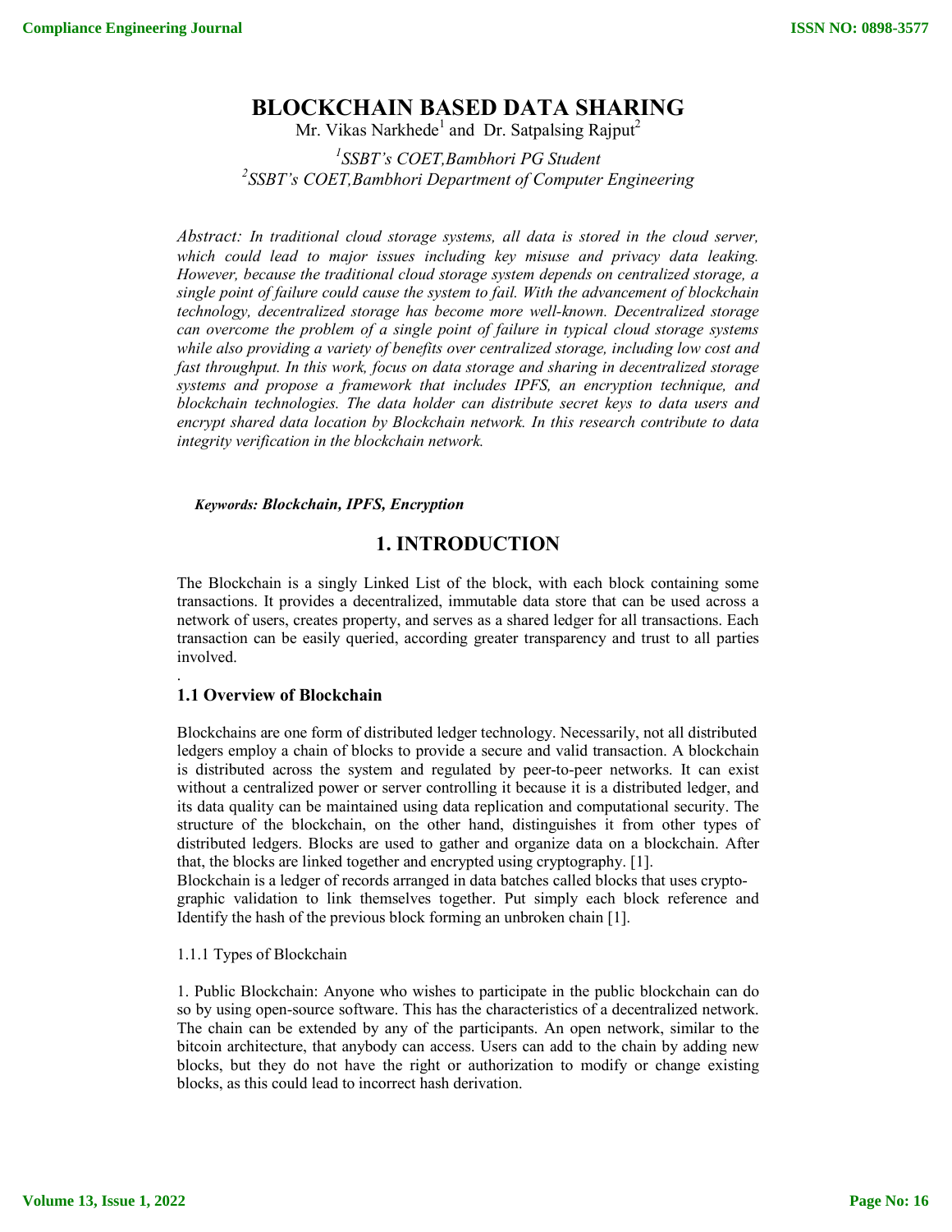# BLOCKCHAIN BASED DATA SHARING

Mr. Vikas Narkhede[1] and Dr. Satpalsing Rajput[2]

*[1]SSBT's COET,Bambhori PG Student*
*[2]SSBT's COET,Bambhori Department of Computer Engineering*

*Abstract: In traditional cloud storage systems, all data is stored in the cloud server, which could lead to major issues including key misuse and privacy data leaking. However, because the traditional cloud storage system depends on centralized storage, a single point of failure could cause the system to fail. With the advancement of blockchain technology, decentralized storage has become more well-known. Decentralized storage can overcome the problem of a single point of failure in typical cloud storage systems while also providing a variety of benefits over centralized storage, including low cost and fast throughput. In this work, focus on data storage and sharing in decentralized storage systems and propose a framework that includes IPFS, an encryption technique, and blockchain technologies. The data holder can distribute secret keys to data users and encrypt shared data location by Blockchain network. In this research contribute to data integrity verification in the blockchain network.*

***Keywords: Blockchain, IPFS, Encryption***

## 1. INTRODUCTION

The Blockchain is a singly Linked List of the block, with each block containing some transactions. It provides a decentralized, immutable data store that can be used across a network of users, creates property, and serves as a shared ledger for all transactions. Each transaction can be easily queried, according greater transparency and trust to all parties involved.

.

### 1.1 Overview of Blockchain

Blockchains are one form of distributed ledger technology. Necessarily, not all distributed ledgers employ a chain of blocks to provide a secure and valid transaction. A blockchain is distributed across the system and regulated by peer-to-peer networks. It can exist without a centralized power or server controlling it because it is a distributed ledger, and its data quality can be maintained using data replication and computational security. The structure of the blockchain, on the other hand, distinguishes it from other types of distributed ledgers. Blocks are used to gather and organize data on a blockchain. After that, the blocks are linked together and encrypted using cryptography. [1].

Blockchain is a ledger of records arranged in data batches called blocks that uses crypto-graphic validation to link themselves together. Put simply each block reference and Identify the hash of the previous block forming an unbroken chain [1].

1.1.1 Types of Blockchain

1. Public Blockchain: Anyone who wishes to participate in the public blockchain can do so by using open-source software. This has the characteristics of a decentralized network. The chain can be extended by any of the participants. An open network, similar to the bitcoin architecture, that anybody can access. Users can add to the chain by adding new blocks, but they do not have the right or authorization to modify or change existing blocks, as this could lead to incorrect hash derivation.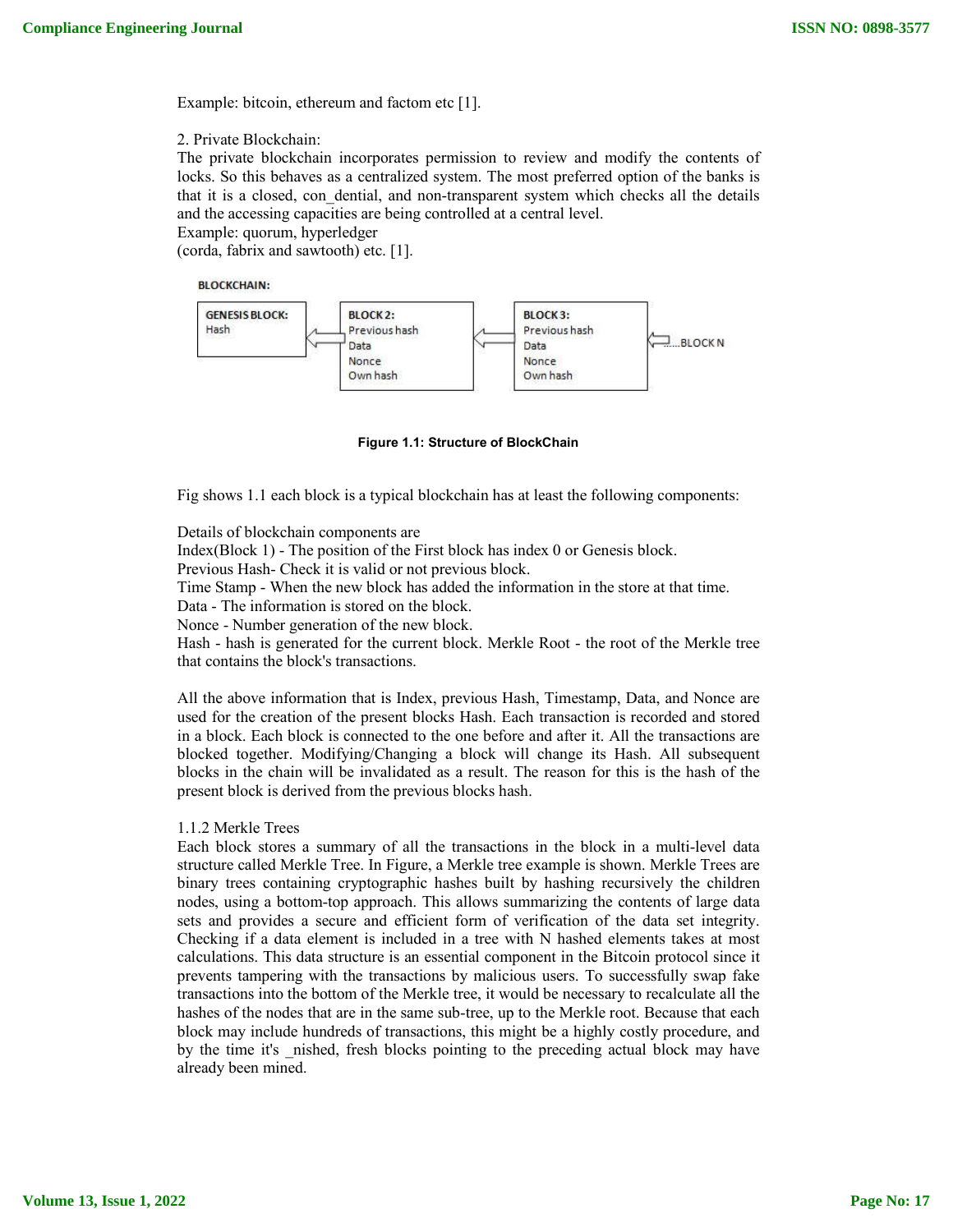Example: bitcoin, ethereum and factom etc [1].

2. Private Blockchain:
The private blockchain incorporates permission to review and modify the contents of locks. So this behaves as a centralized system. The most preferred option of the banks is that it is a closed, con_dential, and non-transparent system which checks all the details and the accessing capacities are being controlled at a central level.
Example: quorum, hyperledger
(corda, fabrix and sawtooth) etc. [1].

BLOCKCHAIN:

| GENESIS BLOCK: | BLOCK 2: | BLOCK 3: | |
|---|---|---|---|
| Hash | Previous hash | Previous hash | ......BLOCK N |
| | Data | Data | |
| | Nonce | Nonce | |
| | Own hash | Own hash | |

**Figure 1.1: Structure of BlockChain**

Fig shows 1.1 each block is a typical blockchain has at least the following components:

Details of blockchain components are
Index(Block 1) - The position of the First block has index 0 or Genesis block.
Previous Hash- Check it is valid or not previous block.
Time Stamp - When the new block has added the information in the store at that time.
Data - The information is stored on the block.
Nonce - Number generation of the new block.
Hash - hash is generated for the current block. Merkle Root - the root of the Merkle tree that contains the block's transactions.

All the above information that is Index, previous Hash, Timestamp, Data, and Nonce are used for the creation of the present blocks Hash. Each transaction is recorded and stored in a block. Each block is connected to the one before and after it. All the transactions are blocked together. Modifying/Changing a block will change its Hash. All subsequent blocks in the chain will be invalidated as a result. The reason for this is the hash of the present block is derived from the previous blocks hash.

1.1.2 Merkle Trees
Each block stores a summary of all the transactions in the block in a multi-level data structure called Merkle Tree. In Figure, a Merkle tree example is shown. Merkle Trees are binary trees containing cryptographic hashes built by hashing recursively the children nodes, using a bottom-top approach. This allows summarizing the contents of large data sets and provides a secure and efficient form of verification of the data set integrity. Checking if a data element is included in a tree with N hashed elements takes at most calculations. This data structure is an essential component in the Bitcoin protocol since it prevents tampering with the transactions by malicious users. To successfully swap fake transactions into the bottom of the Merkle tree, it would be necessary to recalculate all the hashes of the nodes that are in the same sub-tree, up to the Merkle root. Because that each block may include hundreds of transactions, this might be a highly costly procedure, and by the time it's _nished, fresh blocks pointing to the preceding actual block may have already been mined.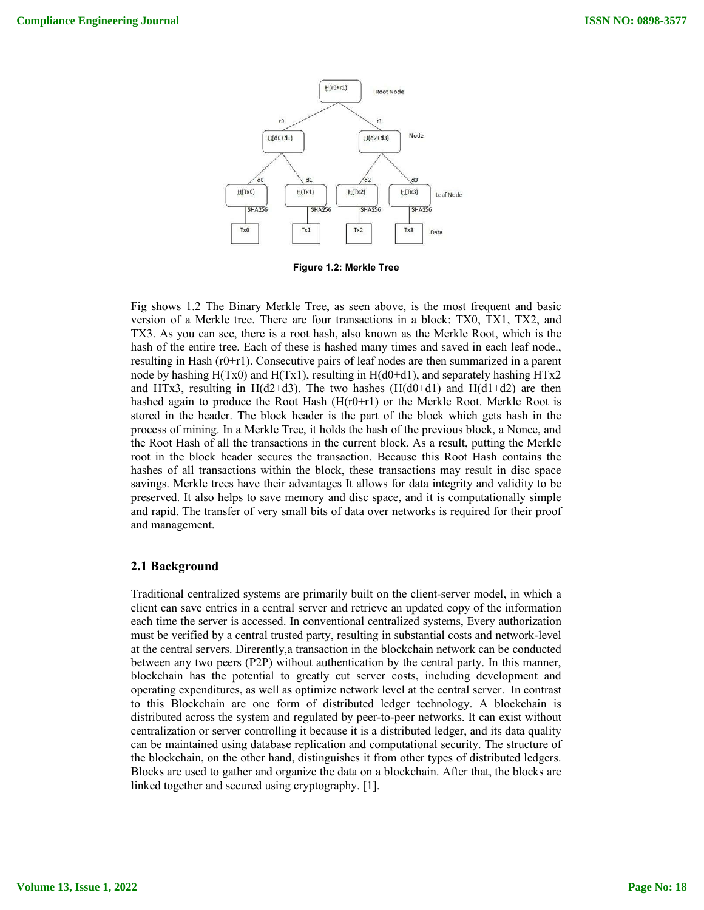Figure 1.2: Merkle Tree

Fig shows 1.2 The Binary Merkle Tree, as seen above, is the most frequent and basic version of a Merkle tree. There are four transactions in a block: TX0, TX1, TX2, and TX3. As you can see, there is a root hash, also known as the Merkle Root, which is the hash of the entire tree. Each of these is hashed many times and saved in each leaf node., resulting in Hash (r0+r1). Consecutive pairs of leaf nodes are then summarized in a parent node by hashing H(Tx0) and H(Tx1), resulting in H(d0+d1), and separately hashing HTx2 and HTx3, resulting in H(d2+d3). The two hashes (H(d0+d1) and H(d1+d2) are then hashed again to produce the Root Hash (H(r0+r1) or the Merkle Root. Merkle Root is stored in the header. The block header is the part of the block which gets hash in the process of mining. In a Merkle Tree, it holds the hash of the previous block, a Nonce, and the Root Hash of all the transactions in the current block. As a result, putting the Merkle root in the block header secures the transaction. Because this Root Hash contains the hashes of all transactions within the block, these transactions may result in disc space savings. Merkle trees have their advantages It allows for data integrity and validity to be preserved. It also helps to save memory and disc space, and it is computationally simple and rapid. The transfer of very small bits of data over networks is required for their proof and management.

## 2.1 Background

Traditional centralized systems are primarily built on the client-server model, in which a client can save entries in a central server and retrieve an updated copy of the information each time the server is accessed. In conventional centralized systems, Every authorization must be verified by a central trusted party, resulting in substantial costs and network-level at the central servers. Dirently,a transaction in the blockchain network can be conducted between any two peers (P2P) without authentication by the central party. In this manner, blockchain has the potential to greatly cut server costs, including development and operating expenditures, as well as optimize network level at the central server. In contrast to this Blockchain are one form of distributed ledger technology. A blockchain is distributed across the system and regulated by peer-to-peer networks. It can exist without centralization or server controlling it because it is a distributed ledger, and its data quality can be maintained using database replication and computational security. The structure of the blockchain, on the other hand, distinguishes it from other types of distributed ledgers. Blocks are used to gather and organize the data on a blockchain. After that, the blocks are linked together and secured using cryptography. [1].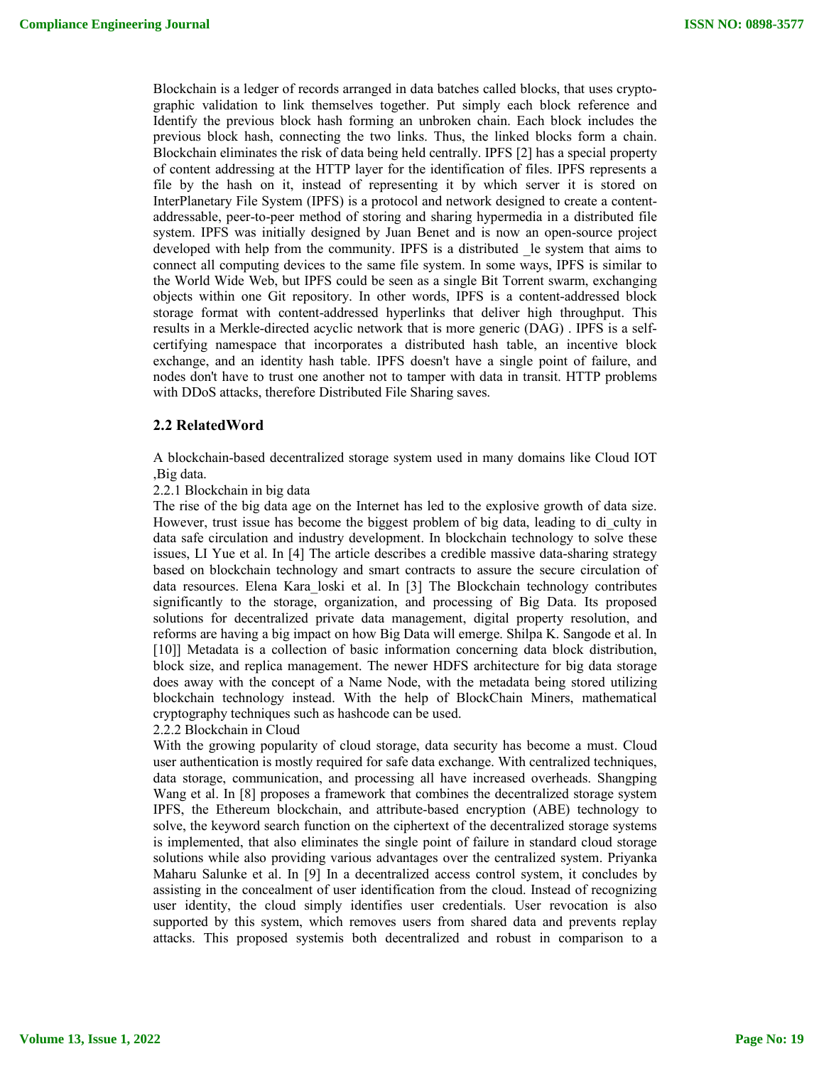Blockchain is a ledger of records arranged in data batches called blocks, that uses cryptographic validation to link themselves together. Put simply each block reference and Identify the previous block hash forming an unbroken chain. Each block includes the previous block hash, connecting the two links. Thus, the linked blocks form a chain. Blockchain eliminates the risk of data being held centrally. IPFS [2] has a special property of content addressing at the HTTP layer for the identification of files. IPFS represents a file by the hash on it, instead of representing it by which server it is stored on InterPlanetary File System (IPFS) is a protocol and network designed to create a content-addressable, peer-to-peer method of storing and sharing hypermedia in a distributed file system. IPFS was initially designed by Juan Benet and is now an open-source project developed with help from the community. IPFS is a distributed _le system that aims to connect all computing devices to the same file system. In some ways, IPFS is similar to the World Wide Web, but IPFS could be seen as a single Bit Torrent swarm, exchanging objects within one Git repository. In other words, IPFS is a content-addressed block storage format with content-addressed hyperlinks that deliver high throughput. This results in a Merkle-directed acyclic network that is more generic (DAG) . IPFS is a self-certifying namespace that incorporates a distributed hash table, an incentive block exchange, and an identity hash table. IPFS doesn't have a single point of failure, and nodes don't have to trust one another not to tamper with data in transit. HTTP problems with DDoS attacks, therefore Distributed File Sharing saves.

## 2.2 RelatedWord

A blockchain-based decentralized storage system used in many domains like Cloud IOT ,Big data.

2.2.1 Blockchain in big data

The rise of the big data age on the Internet has led to the explosive growth of data size. However, trust issue has become the biggest problem of big data, leading to di_culty in data safe circulation and industry development. In blockchain technology to solve these issues, LI Yue et al. In [4] The article describes a credible massive data-sharing strategy based on blockchain technology and smart contracts to assure the secure circulation of data resources. Elena Kara_loski et al. In [3] The Blockchain technology contributes significantly to the storage, organization, and processing of Big Data. Its proposed solutions for decentralized private data management, digital property resolution, and reforms are having a big impact on how Big Data will emerge. Shilpa K. Sangode et al. In [10]] Metadata is a collection of basic information concerning data block distribution, block size, and replica management. The newer HDFS architecture for big data storage does away with the concept of a Name Node, with the metadata being stored utilizing blockchain technology instead. With the help of BlockChain Miners, mathematical cryptography techniques such as hashcode can be used.

2.2.2 Blockchain in Cloud

With the growing popularity of cloud storage, data security has become a must. Cloud user authentication is mostly required for safe data exchange. With centralized techniques, data storage, communication, and processing all have increased overheads. Shangping Wang et al. In [8] proposes a framework that combines the decentralized storage system IPFS, the Ethereum blockchain, and attribute-based encryption (ABE) technology to solve, the keyword search function on the ciphertext of the decentralized storage systems is implemented, that also eliminates the single point of failure in standard cloud storage solutions while also providing various advantages over the centralized system. Priyanka Maharu Salunke et al. In [9] In a decentralized access control system, it concludes by assisting in the concealment of user identification from the cloud. Instead of recognizing user identity, the cloud simply identifies user credentials. User revocation is also supported by this system, which removes users from shared data and prevents replay attacks. This proposed systemis both decentralized and robust in comparison to a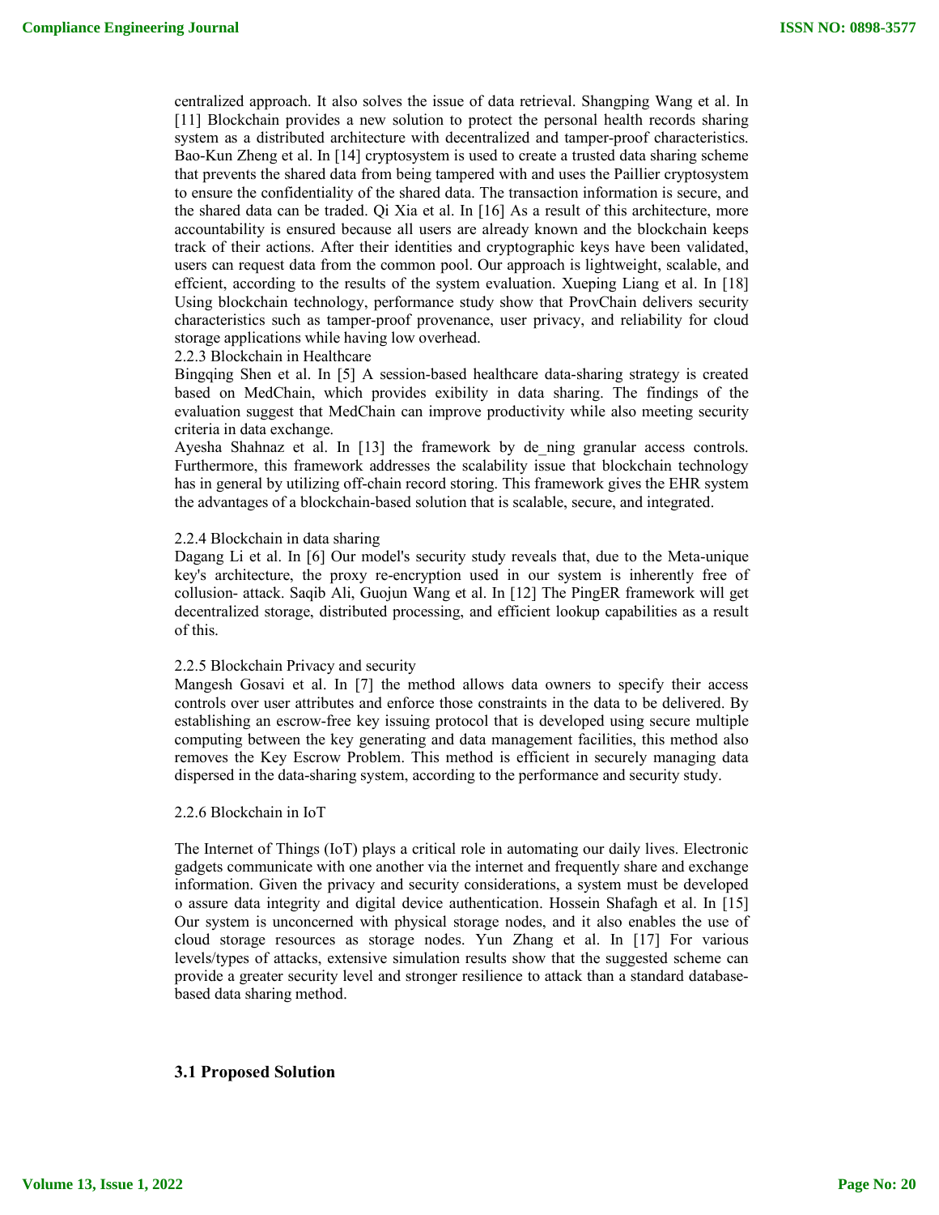centralized approach. It also solves the issue of data retrieval. Shangping Wang et al. In [11] Blockchain provides a new solution to protect the personal health records sharing system as a distributed architecture with decentralized and tamper-proof characteristics. Bao-Kun Zheng et al. In [14] cryptosystem is used to create a trusted data sharing scheme that prevents the shared data from being tampered with and uses the Paillier cryptosystem to ensure the confidentiality of the shared data. The transaction information is secure, and the shared data can be traded. Qi Xia et al. In [16] As a result of this architecture, more accountability is ensured because all users are already known and the blockchain keeps track of their actions. After their identities and cryptographic keys have been validated, users can request data from the common pool. Our approach is lightweight, scalable, and effcient, according to the results of the system evaluation. Xueping Liang et al. In [18] Using blockchain technology, performance study show that ProvChain delivers security characteristics such as tamper-proof provenance, user privacy, and reliability for cloud storage applications while having low overhead.

2.2.3 Blockchain in Healthcare

Bingqing Shen et al. In [5] A session-based healthcare data-sharing strategy is created based on MedChain, which provides exibility in data sharing. The findings of the evaluation suggest that MedChain can improve productivity while also meeting security criteria in data exchange.

Ayesha Shahnaz et al. In [13] the framework by de_ning granular access controls. Furthermore, this framework addresses the scalability issue that blockchain technology has in general by utilizing off-chain record storing. This framework gives the EHR system the advantages of a blockchain-based solution that is scalable, secure, and integrated.

2.2.4 Blockchain in data sharing

Dagang Li et al. In [6] Our model's security study reveals that, due to the Meta-unique key's architecture, the proxy re-encryption used in our system is inherently free of collision- attack. Saqib Ali, Guojun Wang et al. In [12] The PingER framework will get decentralized storage, distributed processing, and efficient lookup capabilities as a result of this.

2.2.5 Blockchain Privacy and security

Mangesh Gosavi et al. In [7] the method allows data owners to specify their access controls over user attributes and enforce those constraints in the data to be delivered. By establishing an escrow-free key issuing protocol that is developed using secure multiple computing between the key generating and data management facilities, this method also removes the Key Escrow Problem. This method is efficient in securely managing data dispersed in the data-sharing system, according to the performance and security study.

2.2.6 Blockchain in IoT

The Internet of Things (IoT) plays a critical role in automating our daily lives. Electronic gadgets communicate with one another via the internet and frequently share and exchange information. Given the privacy and security considerations, a system must be developed o assure data integrity and digital device authentication. Hossein Shafagh et al. In [15] Our system is unconcerned with physical storage nodes, and it also enables the use of cloud storage resources as storage nodes. Yun Zhang et al. In [17] For various levels/types of attacks, extensive simulation results show that the suggested scheme can provide a greater security level and stronger resilience to attack than a standard database-based data sharing method.

### 3.1 Proposed Solution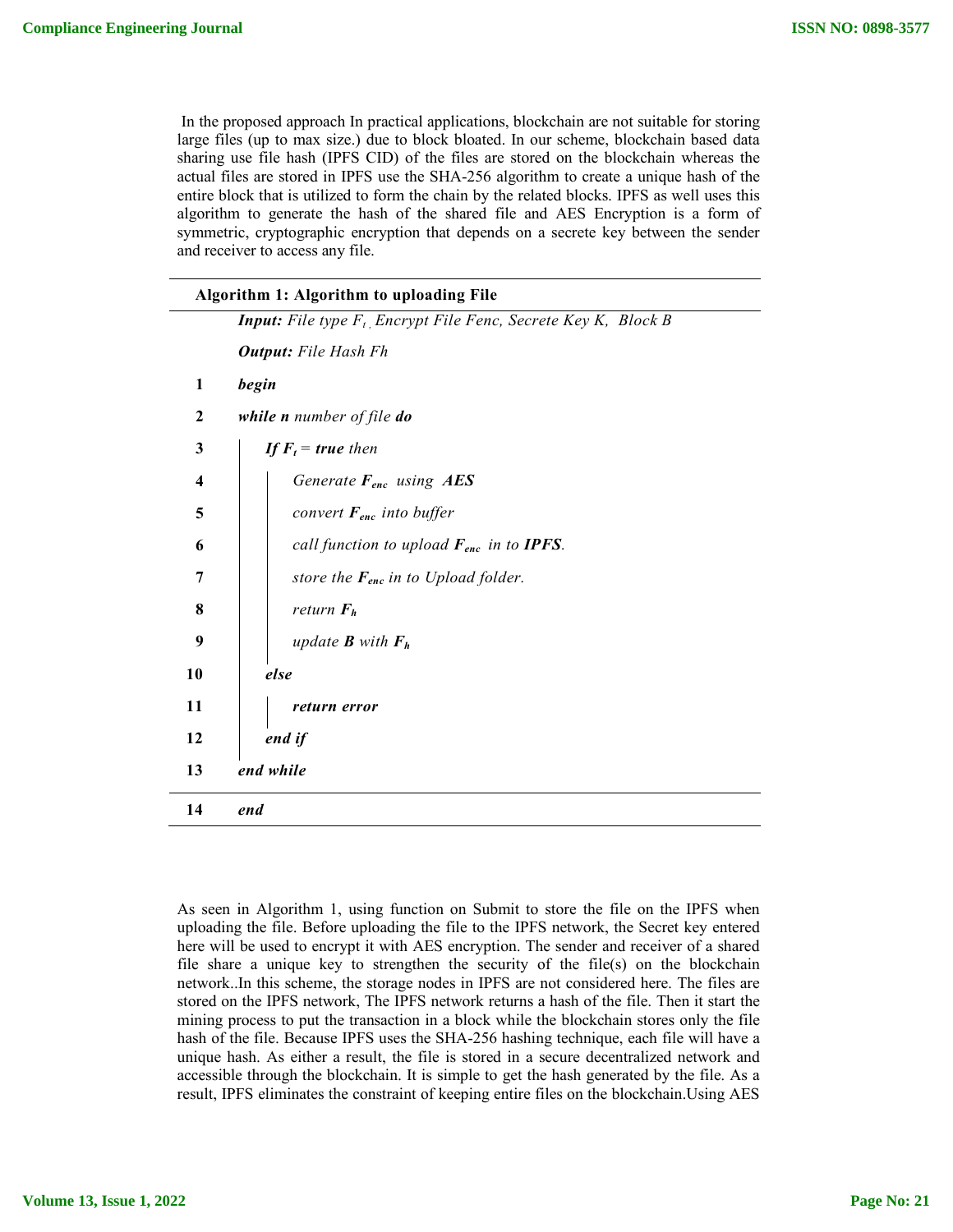In the proposed approach In practical applications, blockchain are not suitable for storing large files (up to max size.) due to block bloated. In our scheme, blockchain based data sharing use file hash (IPFS CID) of the files are stored on the blockchain whereas the actual files are stored in IPFS use the SHA-256 algorithm to create a unique hash of the entire block that is utilized to form the chain by the related blocks. IPFS as well uses this algorithm to generate the hash of the shared file and AES Encryption is a form of symmetric, cryptographic encryption that depends on a secrete key between the sender and receiver to access any file.

**Algorithm 1: Algorithm to uploading File**

***Input:*** *File type $F_t$, Encrypt File Fenc, Secrete Key K, Block B*

***Output:*** *File Hash Fh*

```
1   begin
2   while n number of file do
3       If Ft = true then
4           Generate Fenc using AES
5           convert Fenc into buffer
6           call function to upload Fenc in to IPFS.
7           store the Fenc in to Upload folder.
8           return Fh
9           update B with Fh
10      else
11          return error
12      end if
13  end while
14  end
```

As seen in Algorithm 1, using function on Submit to store the file on the IPFS when uploading the file. Before uploading the file to the IPFS network, the Secret key entered here will be used to encrypt it with AES encryption. The sender and receiver of a shared file share a unique key to strengthen the security of the file(s) on the blockchain network..In this scheme, the storage nodes in IPFS are not considered here. The files are stored on the IPFS network, The IPFS network returns a hash of the file. Then it start the mining process to put the transaction in a block while the blockchain stores only the file hash of the file. Because IPFS uses the SHA-256 hashing technique, each file will have a unique hash. As either a result, the file is stored in a secure decentralized network and accessible through the blockchain. It is simple to get the hash generated by the file. As a result, IPFS eliminates the constraint of keeping entire files on the blockchain.Using AES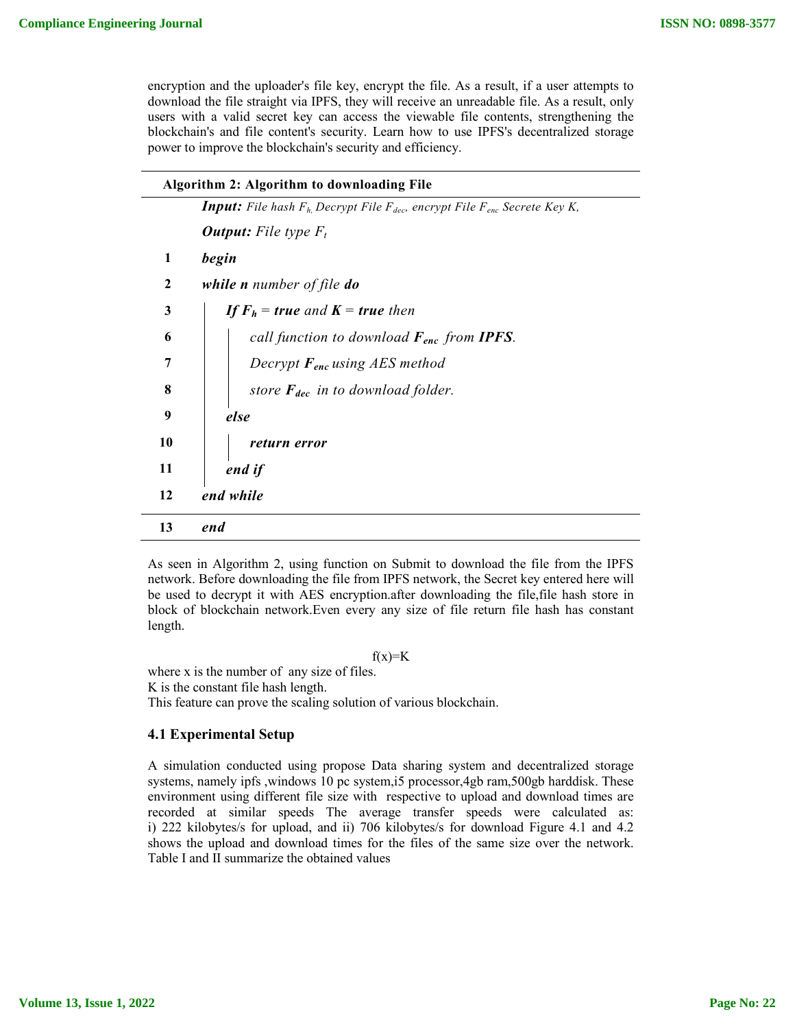encryption and the uploader's file key, encrypt the file. As a result, if a user attempts to download the file straight via IPFS, they will receive an unreadable file. As a result, only users with a valid secret key can access the viewable file contents, strengthening the blockchain's and file content's security. Learn how to use IPFS's decentralized storage power to improve the blockchain's security and efficiency.

**Algorithm 2: Algorithm to downloading File**

***Input:*** *File hash $F_h$, Decrypt File $F_{dec}$, encrypt File $F_{enc}$ Secrete Key K,*

***Output:*** *File type $F_t$*

```
1   begin
2   while n number of file do
3   |   If Fh = true and K = true then
6   |   |   call function to download Fenc from IPFS.
7   |   |   Decrypt Fenc using AES method
8   |   |   store Fdec in to download folder.
9   |   else
10  |   |   return error
11  |   end if
12  end while
13  end
```

As seen in Algorithm 2, using function on Submit to download the file from the IPFS network. Before downloading the file from IPFS network, the Secret key entered here will be used to decrypt it with AES encryption.after downloading the file,file hash store in block of blockchain network.Even every any size of file return file hash has constant length.

$$f(x)=K$$

where x is the number of any size of files.
K is the constant file hash length.
This feature can prove the scaling solution of various blockchain.

### 4.1 Experimental Setup

A simulation conducted using propose Data sharing system and decentralized storage systems, namely ipfs ,windows 10 pc system,i5 processor,4gb ram,500gb harddisk. These environment using different file size with respective to upload and download times are recorded at similar speeds The average transfer speeds were calculated as: i) 222 kilobytes/s for upload, and ii) 706 kilobytes/s for download Figure 4.1 and 4.2 shows the upload and download times for the files of the same size over the network. Table I and II summarize the obtained values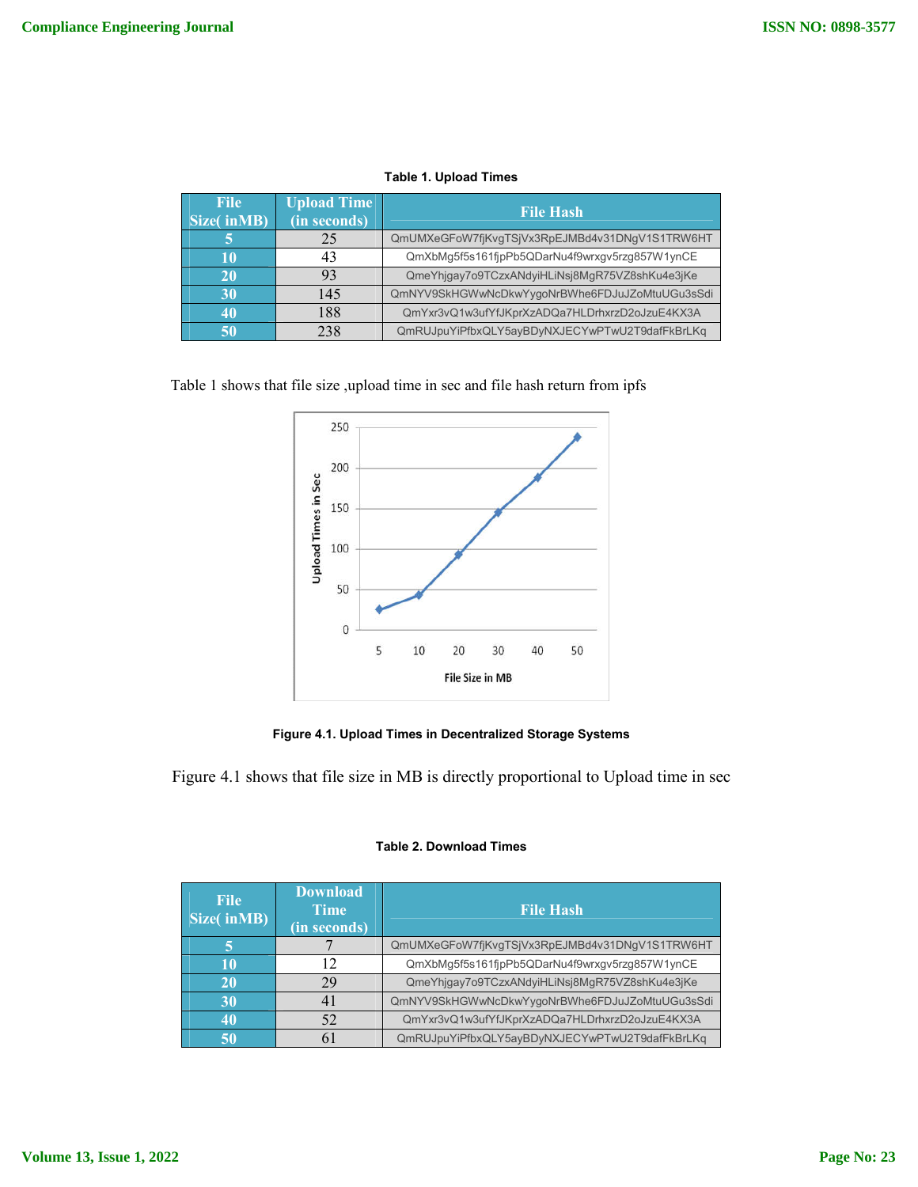**Table 1. Upload Times**

| File Size( inMB) | Upload Time (in seconds) | File Hash |
|---|---|---|
| 5 | 25 | QmUMXeGFoW7fjKvgTSjVx3RpEJMBd4v31DNgV1S1TRW6HT |
| 10 | 43 | QmXbMg5f5s161fjpPb5QDarNu4f9wrxgv5rzg857W1ynCE |
| 20 | 93 | QmeYhjgay7o9TCzxANdyiHLiNsj8MgR75VZ8shKu4e3jKe |
| 30 | 145 | QmNYV9SkHGWwNcDkwYygoNrBWhe6FDJuJZoMtuUGu3sSdi |
| 40 | 188 | QmYxr3vQ1w3ufYfJKprXzADQa7HLDrhxrzD2oJzuE4KX3A |
| 50 | 238 | QmRUJpuYiPfbxQLY5ayBDyNXJECYwPTwU2T9dafFkBrLKq |

Table 1 shows that file size ,upload time in sec and file hash return from ipfs

**Figure 4.1. Upload Times in Decentralized Storage Systems**

Figure 4.1 shows that file size in MB is directly proportional to Upload time in sec

**Table 2. Download Times**

| File Size( inMB) | Download Time (in seconds) | File Hash |
|---|---|---|
| 5 | 7 | QmUMXeGFoW7fjKvgTSjVx3RpEJMBd4v31DNgV1S1TRW6HT |
| 10 | 12 | QmXbMg5f5s161fjpPb5QDarNu4f9wrxgv5rzg857W1ynCE |
| 20 | 29 | QmeYhjgay7o9TCzxANdyiHLiNsj8MgR75VZ8shKu4e3jKe |
| 30 | 41 | QmNYV9SkHGWwNcDkwYygoNrBWhe6FDJuJZoMtuUGu3sSdi |
| 40 | 52 | QmYxr3vQ1w3ufYfJKprXzADQa7HLDrhxrzD2oJzuE4KX3A |
| 50 | 61 | QmRUJpuYiPfbxQLY5ayBDyNXJECYwPTwU2T9dafFkBrLKq |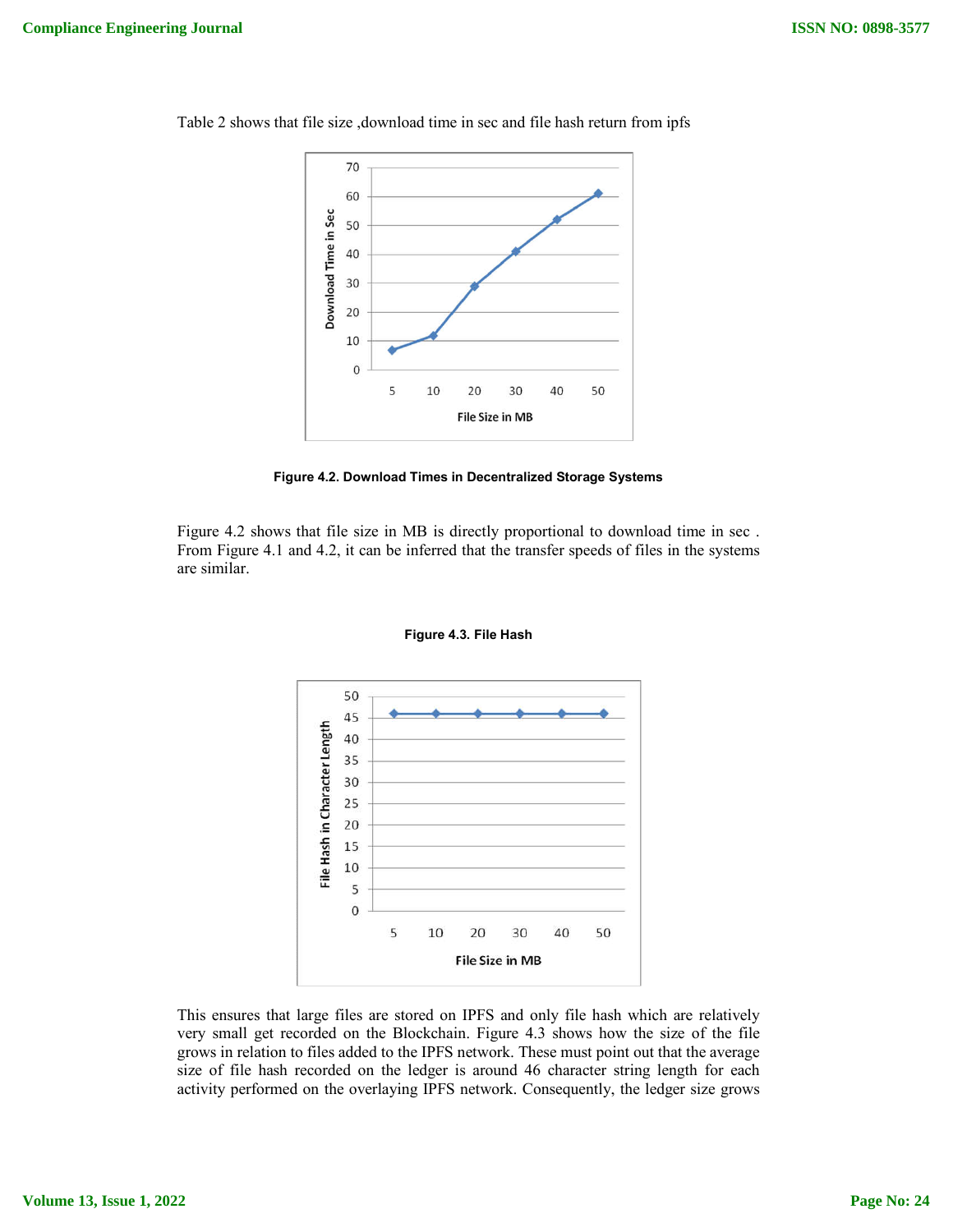Table 2 shows that file size ,download time in sec and file hash return from ipfs

Figure 4.2. Download Times in Decentralized Storage Systems

Figure 4.2 shows that file size in MB is directly proportional to download time in sec . From Figure 4.1 and 4.2, it can be inferred that the transfer speeds of files in the systems are similar.

Figure 4.3. File Hash

This ensures that large files are stored on IPFS and only file hash which are relatively very small get recorded on the Blockchain. Figure 4.3 shows how the size of the file grows in relation to files added to the IPFS network. These must point out that the average size of file hash recorded on the ledger is around 46 character string length for each activity performed on the overlaying IPFS network. Consequently, the ledger size grows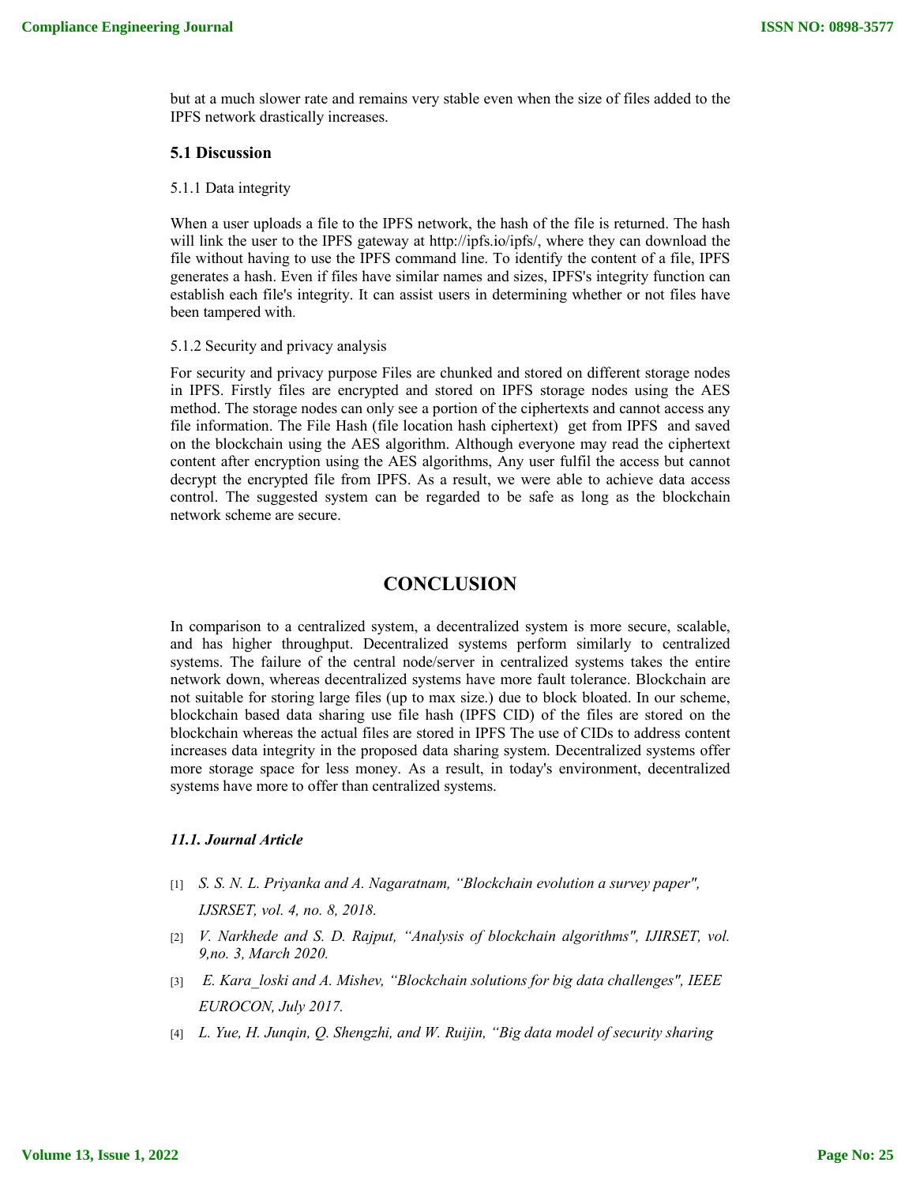but at a much slower rate and remains very stable even when the size of files added to the IPFS network drastically increases.

### 5.1 Discussion

5.1.1 Data integrity

When a user uploads a file to the IPFS network, the hash of the file is returned. The hash will link the user to the IPFS gateway at http://ipfs.io/ipfs/, where they can download the file without having to use the IPFS command line. To identify the content of a file, IPFS generates a hash. Even if files have similar names and sizes, IPFS's integrity function can establish each file's integrity. It can assist users in determining whether or not files have been tampered with.

5.1.2 Security and privacy analysis

For security and privacy purpose Files are chunked and stored on different storage nodes in IPFS. Firstly files are encrypted and stored on IPFS storage nodes using the AES method. The storage nodes can only see a portion of the ciphertexts and cannot access any file information. The File Hash (file location hash ciphertext) get from IPFS and saved on the blockchain using the AES algorithm. Although everyone may read the ciphertext content after encryption using the AES algorithms, Any user fulfil the access but cannot decrypt the encrypted file from IPFS. As a result, we were able to achieve data access control. The suggested system can be regarded to be safe as long as the blockchain network scheme are secure.

## CONCLUSION

In comparison to a centralized system, a decentralized system is more secure, scalable, and has higher throughput. Decentralized systems perform similarly to centralized systems. The failure of the central node/server in centralized systems takes the entire network down, whereas decentralized systems have more fault tolerance. Blockchain are not suitable for storing large files (up to max size.) due to block bloated. In our scheme, blockchain based data sharing use file hash (IPFS CID) of the files are stored on the blockchain whereas the actual files are stored in IPFS The use of CIDs to address content increases data integrity in the proposed data sharing system. Decentralized systems offer more storage space for less money. As a result, in today's environment, decentralized systems have more to offer than centralized systems.

### *11.1. Journal Article*

[1] *S. S. N. L. Priyanka and A. Nagaratnam, "Blockchain evolution a survey paper", IJSRSET, vol. 4, no. 8, 2018.*

[2] *V. Narkhede and S. D. Rajput, "Analysis of blockchain algorithms", IJIRSET, vol. 9,no. 3, March 2020.*

[3] *E. Kara_loski and A. Mishev, "Blockchain solutions for big data challenges", IEEE EUROCON, July 2017.*

[4] *L. Yue, H. Junqin, Q. Shengzhi, and W. Ruijin, "Big data model of security sharing*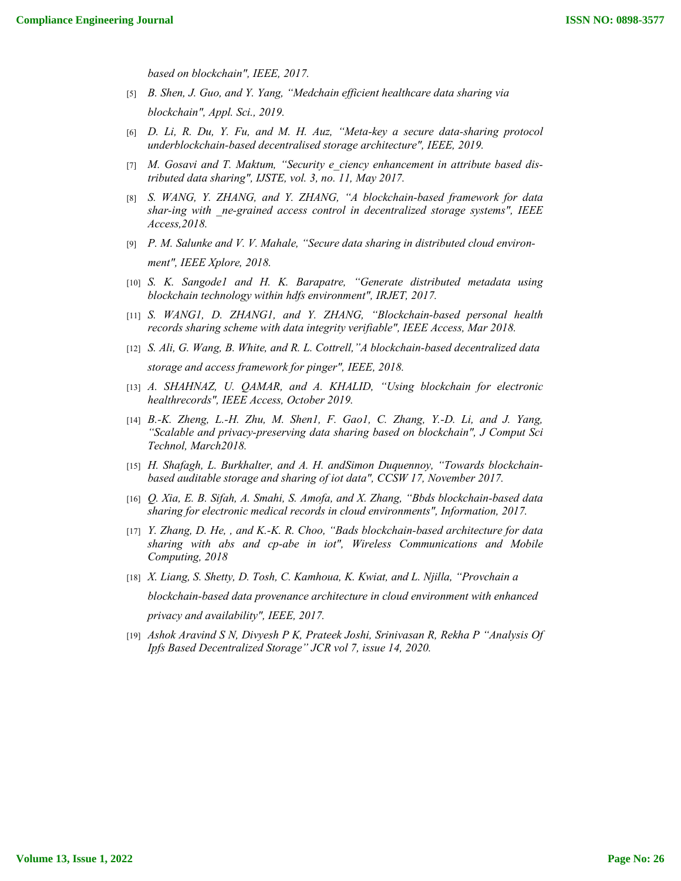*based on blockchain", IEEE, 2017.*

[5] *B. Shen, J. Guo, and Y. Yang, "Medchain efficient healthcare data sharing via blockchain", Appl. Sci., 2019.*

[6] *D. Li, R. Du, Y. Fu, and M. H. Auz, "Meta-key a secure data-sharing protocol underblockchain-based decentralised storage architecture", IEEE, 2019.*

[7] *M. Gosavi and T. Maktum, "Security e_ciency enhancement in attribute based distributed data sharing", IJSTE, vol. 3, no. 11, May 2017.*

[8] *S. WANG, Y. ZHANG, and Y. ZHANG, "A blockchain-based framework for data shar-ing with _ne-grained access control in decentralized storage systems", IEEE Access,2018.*

[9] *P. M. Salunke and V. V. Mahale, "Secure data sharing in distributed cloud environment", IEEE Xplore, 2018.*

[10] *S. K. Sangode1 and H. K. Barapatre, "Generate distributed metadata using blockchain technology within hdfs environment", IRJET, 2017.*

[11] *S. WANG1, D. ZHANG1, and Y. ZHANG, "Blockchain-based personal health records sharing scheme with data integrity verifiable", IEEE Access, Mar 2018.*

[12] *S. Ali, G. Wang, B. White, and R. L. Cottrell,"A blockchain-based decentralized data storage and access framework for pinger", IEEE, 2018.*

[13] *A. SHAHNAZ, U. QAMAR, and A. KHALID, "Using blockchain for electronic healthrecords", IEEE Access, October 2019.*

[14] *B.-K. Zheng, L.-H. Zhu, M. Shen1, F. Gao1, C. Zhang, Y.-D. Li, and J. Yang, "Scalable and privacy-preserving data sharing based on blockchain", J Comput Sci Technol, March2018.*

[15] *H. Shafagh, L. Burkhalter, and A. H. andSimon Duquennoy, "Towards blockchain-based auditable storage and sharing of iot data", CCSW 17, November 2017.*

[16] *Q. Xia, E. B. Sifah, A. Smahi, S. Amofa, and X. Zhang, "Bbds blockchain-based data sharing for electronic medical records in cloud environments", Information, 2017.*

[17] *Y. Zhang, D. He, , and K.-K. R. Choo, "Bads blockchain-based architecture for data sharing with abs and cp-abe in iot", Wireless Communications and Mobile Computing, 2018*

[18] *X. Liang, S. Shetty, D. Tosh, C. Kamhoua, K. Kwiat, and L. Njilla, "Provchain a blockchain-based data provenance architecture in cloud environment with enhanced privacy and availability", IEEE, 2017.*

[19] *Ashok Aravind S N, Divyesh P K, Prateek Joshi, Srinivasan R, Rekha P "Analysis Of Ipfs Based Decentralized Storage" JCR vol 7, issue 14, 2020.*